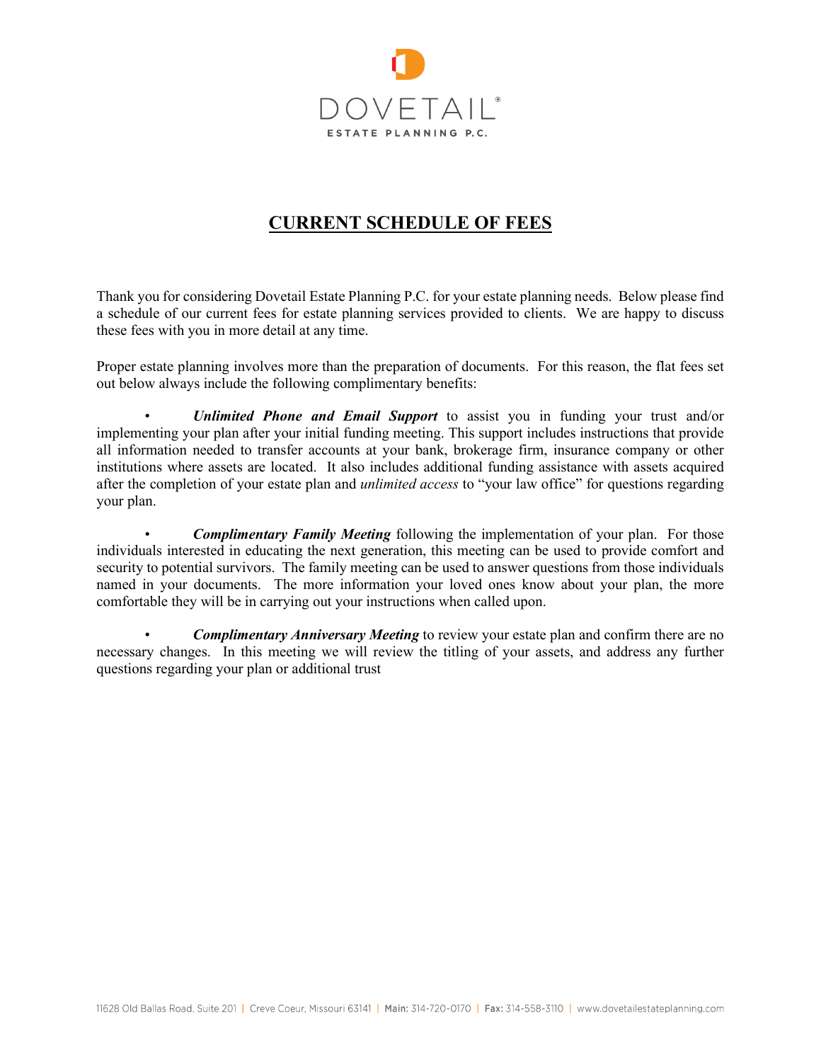DOVETAIL®

ESTATE PLANNING P.C.

# CURRENT SCHEDULE OF FEES

Thank you for considering Dovetail Estate Planning P.C. for your estate planning needs. Below please find a schedule of our current fees for estate planning services provided to clients. We are happy to discuss these fees with you in more detail at any time.

Proper estate planning involves more than the preparation of documents. For this reason, the flat fees set out below always include the following complimentary benefits:

- ***Unlimited Phone and Email Support*** to assist you in funding your trust and/or implementing your plan after your initial funding meeting. This support includes instructions that provide all information needed to transfer accounts at your bank, brokerage firm, insurance company or other institutions where assets are located. It also includes additional funding assistance with assets acquired after the completion of your estate plan and *unlimited access* to "your law office" for questions regarding your plan.

- ***Complimentary Family Meeting*** following the implementation of your plan. For those individuals interested in educating the next generation, this meeting can be used to provide comfort and security to potential survivors. The family meeting can be used to answer questions from those individuals named in your documents. The more information your loved ones know about your plan, the more comfortable they will be in carrying out your instructions when called upon.

- ***Complimentary Anniversary Meeting*** to review your estate plan and confirm there are no necessary changes. In this meeting we will review the titling of your assets, and address any further questions regarding your plan or additional trust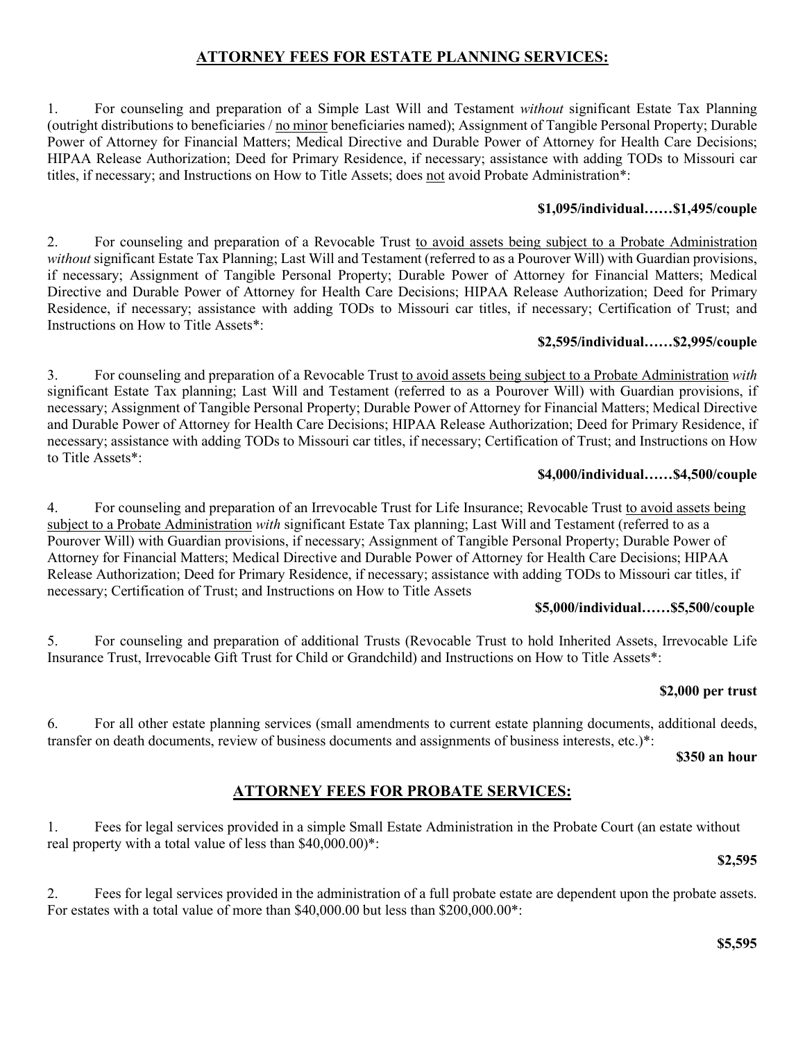## ATTORNEY FEES FOR ESTATE PLANNING SERVICES:

1. For counseling and preparation of a Simple Last Will and Testament *without* significant Estate Tax Planning (outright distributions to beneficiaries / no minor beneficiaries named); Assignment of Tangible Personal Property; Durable Power of Attorney for Financial Matters; Medical Directive and Durable Power of Attorney for Health Care Decisions; HIPAA Release Authorization; Deed for Primary Residence, if necessary; assistance with adding TODs to Missouri car titles, if necessary; and Instructions on How to Title Assets; does not avoid Probate Administration*:

**$1,095/individual……$1,495/couple**

2. For counseling and preparation of a Revocable Trust to avoid assets being subject to a Probate Administration *without* significant Estate Tax Planning; Last Will and Testament (referred to as a Pourover Will) with Guardian provisions, if necessary; Assignment of Tangible Personal Property; Durable Power of Attorney for Financial Matters; Medical Directive and Durable Power of Attorney for Health Care Decisions; HIPAA Release Authorization; Deed for Primary Residence, if necessary; assistance with adding TODs to Missouri car titles, if necessary; Certification of Trust; and Instructions on How to Title Assets*:

**$2,595/individual……$2,995/couple**

3. For counseling and preparation of a Revocable Trust to avoid assets being subject to a Probate Administration *with* significant Estate Tax planning; Last Will and Testament (referred to as a Pourover Will) with Guardian provisions, if necessary; Assignment of Tangible Personal Property; Durable Power of Attorney for Financial Matters; Medical Directive and Durable Power of Attorney for Health Care Decisions; HIPAA Release Authorization; Deed for Primary Residence, if necessary; assistance with adding TODs to Missouri car titles, if necessary; Certification of Trust; and Instructions on How to Title Assets*:

**$4,000/individual……$4,500/couple**

4. For counseling and preparation of an Irrevocable Trust for Life Insurance; Revocable Trust to avoid assets being subject to a Probate Administration *with* significant Estate Tax planning; Last Will and Testament (referred to as a Pourover Will) with Guardian provisions, if necessary; Assignment of Tangible Personal Property; Durable Power of Attorney for Financial Matters; Medical Directive and Durable Power of Attorney for Health Care Decisions; HIPAA Release Authorization; Deed for Primary Residence, if necessary; assistance with adding TODs to Missouri car titles, if necessary; Certification of Trust; and Instructions on How to Title Assets

**$5,000/individual……$5,500/couple**

5. For counseling and preparation of additional Trusts (Revocable Trust to hold Inherited Assets, Irrevocable Life Insurance Trust, Irrevocable Gift Trust for Child or Grandchild) and Instructions on How to Title Assets*:

**$2,000 per trust**

6. For all other estate planning services (small amendments to current estate planning documents, additional deeds, transfer on death documents, review of business documents and assignments of business interests, etc.)*:

**$350 an hour**

## ATTORNEY FEES FOR PROBATE SERVICES:

1. Fees for legal services provided in a simple Small Estate Administration in the Probate Court (an estate without real property with a total value of less than $40,000.00)*:

**$2,595**

2. Fees for legal services provided in the administration of a full probate estate are dependent upon the probate assets. For estates with a total value of more than $40,000.00 but less than $200,000.00*:

**$5,595**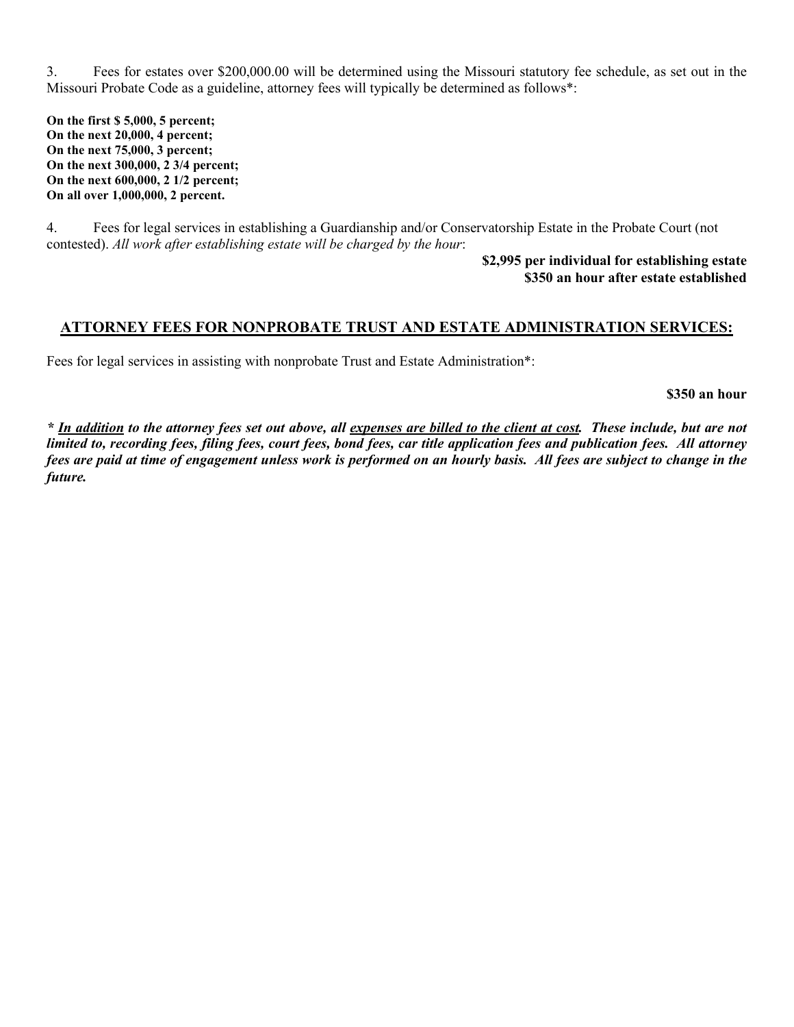3. Fees for estates over $200,000.00 will be determined using the Missouri statutory fee schedule, as set out in the Missouri Probate Code as a guideline, attorney fees will typically be determined as follows*:

**On the first $ 5,000, 5 percent;**
**On the next 20,000, 4 percent;**
**On the next 75,000, 3 percent;**
**On the next 300,000, 2 3/4 percent;**
**On the next 600,000, 2 1/2 percent;**
**On all over 1,000,000, 2 percent.**

4. Fees for legal services in establishing a Guardianship and/or Conservatorship Estate in the Probate Court (not contested). *All work after establishing estate will be charged by the hour*:

**$2,995 per individual for establishing estate**
**$350 an hour after estate established**

## ATTORNEY FEES FOR NONPROBATE TRUST AND ESTATE ADMINISTRATION SERVICES:

Fees for legal services in assisting with nonprobate Trust and Estate Administration*:

**$350 an hour**

***In addition** to the attorney fees set out above, all **expenses are billed to the client at cost**. These include, but are not limited to, recording fees, filing fees, court fees, bond fees, car title application fees and publication fees. All attorney fees are paid at time of engagement unless work is performed on an hourly basis. All fees are subject to change in the future.*